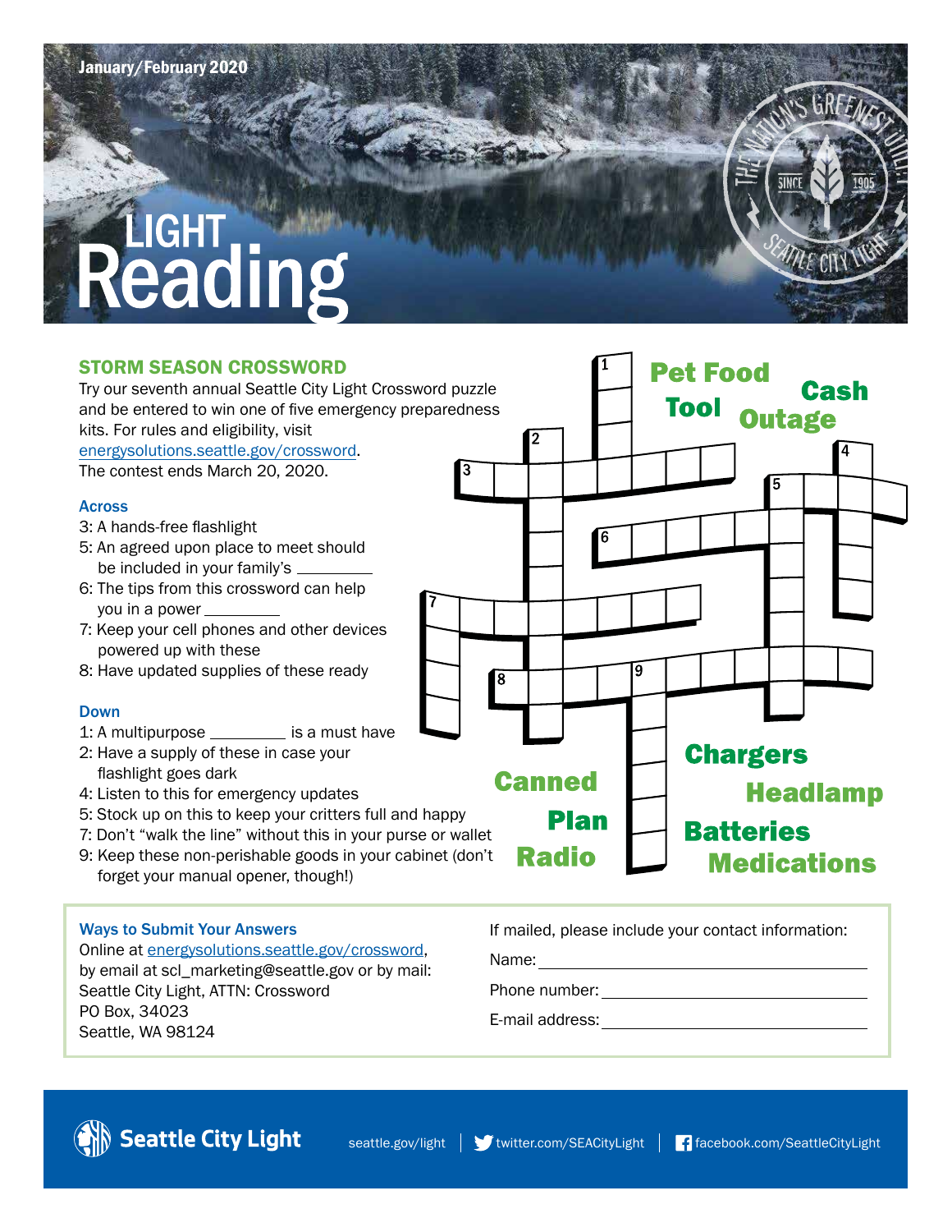January/February 2020

# LIGHT Reading

## STORM SEASON CROSSWORD

Try our seventh annual Seattle City Light Crossword puzzle and be entered to win one of five emergency preparedness kits. For rules and eligibility, visit energysolutions.seattle.gov/crossword. The contest ends March 20, 2020.

### Across

- 3: A hands-free flashlight
- 5: An agreed upon place to meet should be included in your family's _________
- 6: The tips from this crossword can help you in a power _________
- 7: Keep your cell phones and other devices powered up with these
- 8: Have updated supplies of these ready

### Down

- 1: A multipurpose _________ is a must have
- 2: Have a supply of these in case your flashlight goes dark
- 4: Listen to this for emergency updates
- 5: Stock up on this to keep your critters full and happy
- 7: Don't "walk the line" without this in your purse or wallet
- 9: Keep these non-perishable goods in your cabinet (don't forget your manual opener, though!)

Word bank: Pet Food, Cash, Tool, Outage, Chargers, Canned, Headlamp, Plan, Batteries, Radio, Medications

### Ways to Submit Your Answers

Online at energysolutions.seattle.gov/crossword, by email at scl_marketing@seattle.gov or by mail:
Seattle City Light, ATTN: Crossword
PO Box, 34023
Seattle, WA 98124

If mailed, please include your contact information:

Name: ______________________

Phone number: ______________________

E-mail address: ______________________

Seattle City Light | seattle.gov/light | twitter.com/SEACityLight | facebook.com/SeattleCityLight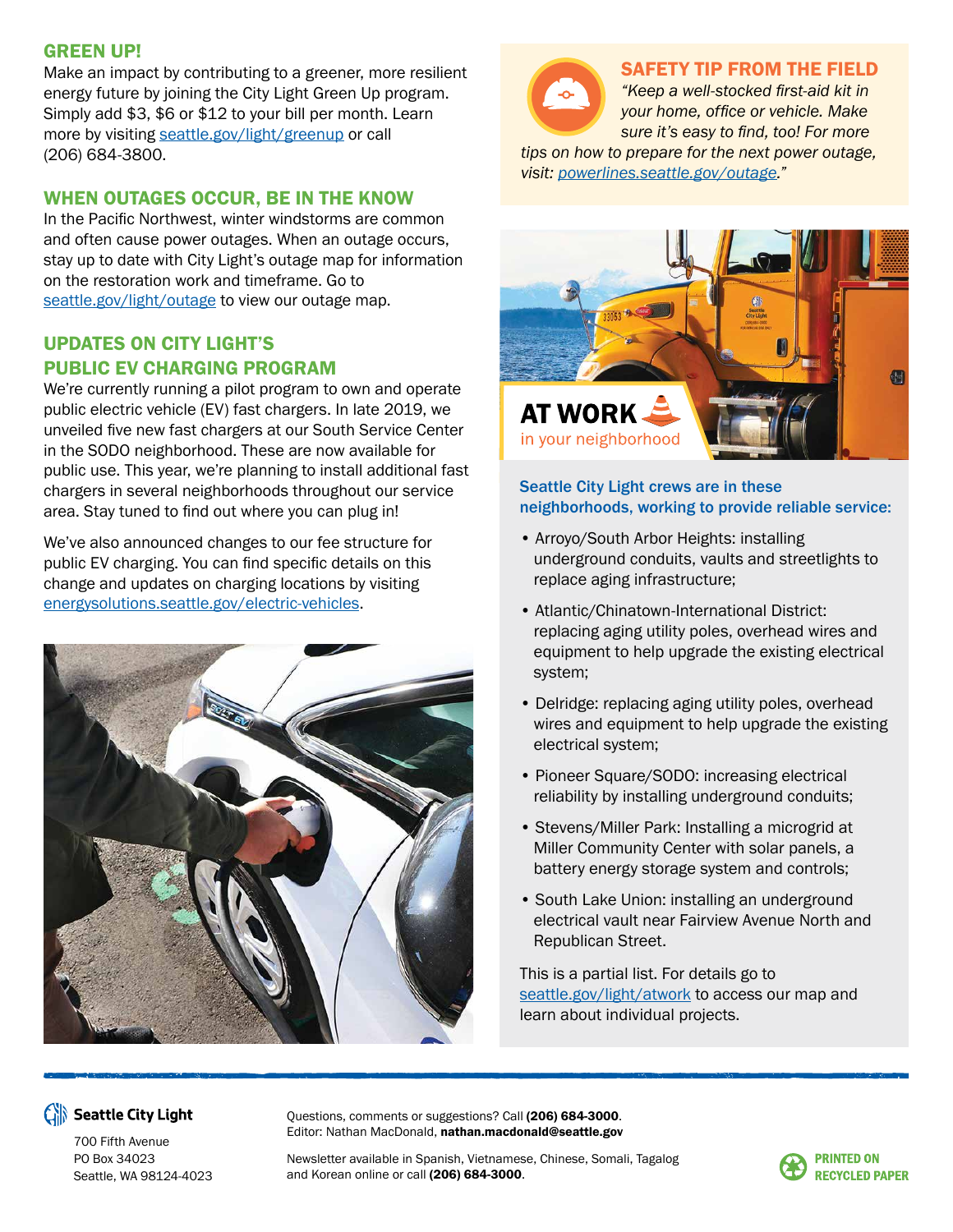## GREEN UP!

Make an impact by contributing to a greener, more resilient energy future by joining the City Light Green Up program. Simply add $3, $6 or $12 to your bill per month. Learn more by visiting seattle.gov/light/greenup or call (206) 684-3800.

## WHEN OUTAGES OCCUR, BE IN THE KNOW

In the Pacific Northwest, winter windstorms are common and often cause power outages. When an outage occurs, stay up to date with City Light's outage map for information on the restoration work and timeframe. Go to seattle.gov/light/outage to view our outage map.

## UPDATES ON CITY LIGHT'S PUBLIC EV CHARGING PROGRAM

We're currently running a pilot program to own and operate public electric vehicle (EV) fast chargers. In late 2019, we unveiled five new fast chargers at our South Service Center in the SODO neighborhood. These are now available for public use. This year, we're planning to install additional fast chargers in several neighborhoods throughout our service area. Stay tuned to find out where you can plug in!

We've also announced changes to our fee structure for public EV charging. You can find specific details on this change and updates on charging locations by visiting energysolutions.seattle.gov/electric-vehicles.

## SAFETY TIP FROM THE FIELD

*"Keep a well-stocked first-aid kit in your home, office or vehicle. Make sure it's easy to find, too! For more tips on how to prepare for the next power outage, visit: powerlines.seattle.gov/outage."*

## AT WORK in your neighborhood

**Seattle City Light crews are in these neighborhoods, working to provide reliable service:**

- Arroyo/South Arbor Heights: installing underground conduits, vaults and streetlights to replace aging infrastructure;
- Atlantic/Chinatown-International District: replacing aging utility poles, overhead wires and equipment to help upgrade the existing electrical system;
- Delridge: replacing aging utility poles, overhead wires and equipment to help upgrade the existing electrical system;
- Pioneer Square/SODO: increasing electrical reliability by installing underground conduits;
- Stevens/Miller Park: Installing a microgrid at Miller Community Center with solar panels, a battery energy storage system and controls;
- South Lake Union: installing an underground electrical vault near Fairview Avenue North and Republican Street.

This is a partial list. For details go to seattle.gov/light/atwork to access our map and learn about individual projects.

---

**Seattle City Light**
700 Fifth Avenue
PO Box 34023
Seattle, WA 98124-4023

Questions, comments or suggestions? Call **(206) 684-3000**.
Editor: Nathan MacDonald, **nathan.macdonald@seattle.gov**

Newsletter available in Spanish, Vietnamese, Chinese, Somali, Tagalog and Korean online or call **(206) 684-3000**.

PRINTED ON RECYCLED PAPER